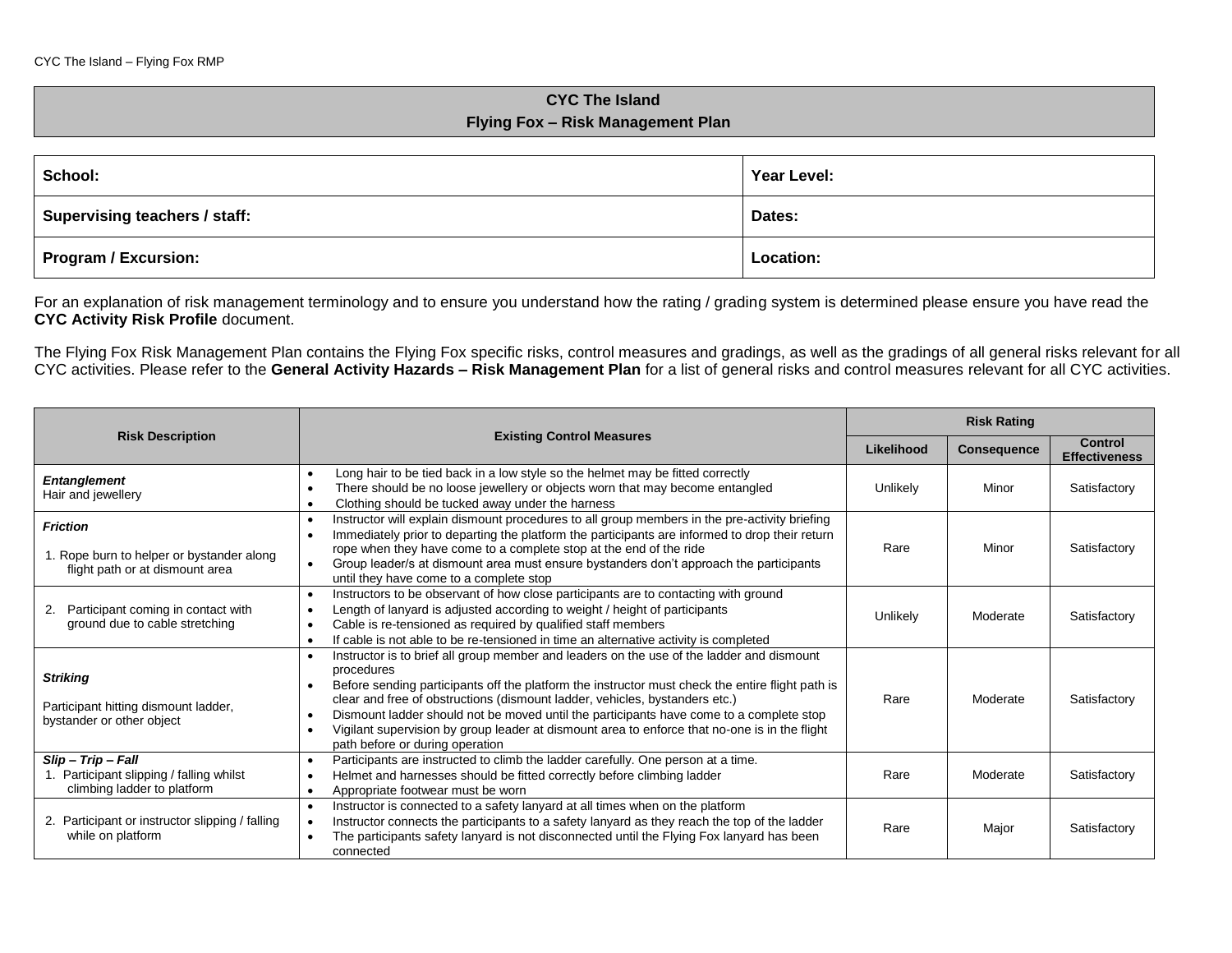## CYC The Island
## Flying Fox – Risk Management Plan

| **School:** | **Year Level:** |
|---|---|
| **Supervising teachers / staff:** | **Dates:** |
| **Program / Excursion:** | **Location:** |

For an explanation of risk management terminology and to ensure you understand how the rating / grading system is determined please ensure you have read the **CYC Activity Risk Profile** document.

The Flying Fox Risk Management Plan contains the Flying Fox specific risks, control measures and gradings, as well as the gradings of all general risks relevant for all CYC activities. Please refer to the **General Activity Hazards – Risk Management Plan** for a list of general risks and control measures relevant for all CYC activities.

| Risk Description | Existing Control Measures | Risk Rating | | |
|---|---|---|---|---|
| | | Likelihood | Consequence | Control Effectiveness |
| ***Entanglement*** Hair and jewellery | • Long hair to be tied back in a low style so the helmet may be fitted correctly<br>• There should be no loose jewellery or objects worn that may become entangled<br>• Clothing should be tucked away under the harness | Unlikely | Minor | Satisfactory |
| ***Friction***<br>1. Rope burn to helper or bystander along flight path or at dismount area | • Instructor will explain dismount procedures to all group members in the pre-activity briefing<br>• Immediately prior to departing the platform the participants are informed to drop their return rope when they have come to a complete stop at the end of the ride<br>• Group leader/s at dismount area must ensure bystanders don't approach the participants until they have come to a complete stop | Rare | Minor | Satisfactory |
| 2. Participant coming in contact with ground due to cable stretching | • Instructors to be observant of how close participants are to contacting with ground<br>• Length of lanyard is adjusted according to weight / height of participants<br>• Cable is re-tensioned as required by qualified staff members<br>• If cable is not able to be re-tensioned in time an alternative activity is completed | Unlikely | Moderate | Satisfactory |
| ***Striking***<br>Participant hitting dismount ladder, bystander or other object | • Instructor is to brief all group member and leaders on the use of the ladder and dismount procedures<br>• Before sending participants off the platform the instructor must check the entire flight path is clear and free of obstructions (dismount ladder, vehicles, bystanders etc.)<br>• Dismount ladder should not be moved until the participants have come to a complete stop<br>• Vigilant supervision by group leader at dismount area to enforce that no-one is in the flight path before or during operation | Rare | Moderate | Satisfactory |
| ***Slip – Trip – Fall***<br>1. Participant slipping / falling whilst climbing ladder to platform | • Participants are instructed to climb the ladder carefully. One person at a time.<br>• Helmet and harnesses should be fitted correctly before climbing ladder<br>• Appropriate footwear must be worn | Rare | Moderate | Satisfactory |
| 2. Participant or instructor slipping / falling while on platform | • Instructor is connected to a safety lanyard at all times when on the platform<br>• Instructor connects the participants to a safety lanyard as they reach the top of the ladder<br>• The participants safety lanyard is not disconnected until the Flying Fox lanyard has been connected | Rare | Major | Satisfactory |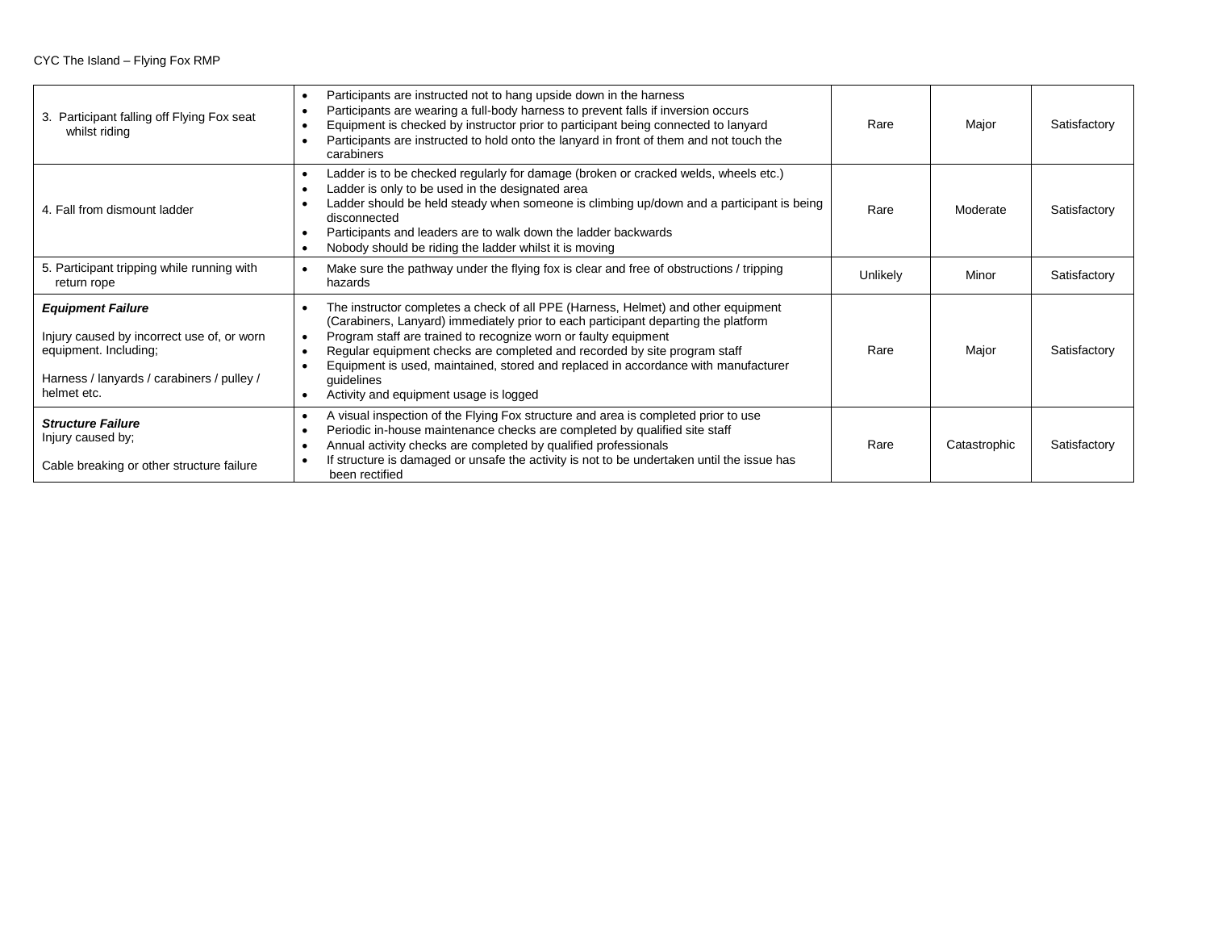CYC The Island – Flying Fox RMP

| | | | | |
|---|---|---|---|---|
| 3. Participant falling off Flying Fox seat whilst riding | • Participants are instructed not to hang upside down in the harness<br>• Participants are wearing a full-body harness to prevent falls if inversion occurs<br>• Equipment is checked by instructor prior to participant being connected to lanyard<br>• Participants are instructed to hold onto the lanyard in front of them and not touch the carabiners | Rare | Major | Satisfactory |
| 4. Fall from dismount ladder | • Ladder is to be checked regularly for damage (broken or cracked welds, wheels etc.)<br>• Ladder is only to be used in the designated area<br>• Ladder should be held steady when someone is climbing up/down and a participant is being disconnected<br>• Participants and leaders are to walk down the ladder backwards<br>• Nobody should be riding the ladder whilst it is moving | Rare | Moderate | Satisfactory |
| 5. Participant tripping while running with return rope | • Make sure the pathway under the flying fox is clear and free of obstructions / tripping hazards | Unlikely | Minor | Satisfactory |
| ***Equipment Failure***<br><br>Injury caused by incorrect use of, or worn equipment. Including;<br><br>Harness / lanyards / carabiners / pulley / helmet etc. | • The instructor completes a check of all PPE (Harness, Helmet) and other equipment (Carabiners, Lanyard) immediately prior to each participant departing the platform<br>• Program staff are trained to recognize worn or faulty equipment<br>• Regular equipment checks are completed and recorded by site program staff<br>• Equipment is used, maintained, stored and replaced in accordance with manufacturer guidelines<br>• Activity and equipment usage is logged | Rare | Major | Satisfactory |
| ***Structure Failure***<br>Injury caused by;<br><br>Cable breaking or other structure failure | • A visual inspection of the Flying Fox structure and area is completed prior to use<br>• Periodic in-house maintenance checks are completed by qualified site staff<br>• Annual activity checks are completed by qualified professionals<br>• If structure is damaged or unsafe the activity is not to be undertaken until the issue has been rectified | Rare | Catastrophic | Satisfactory |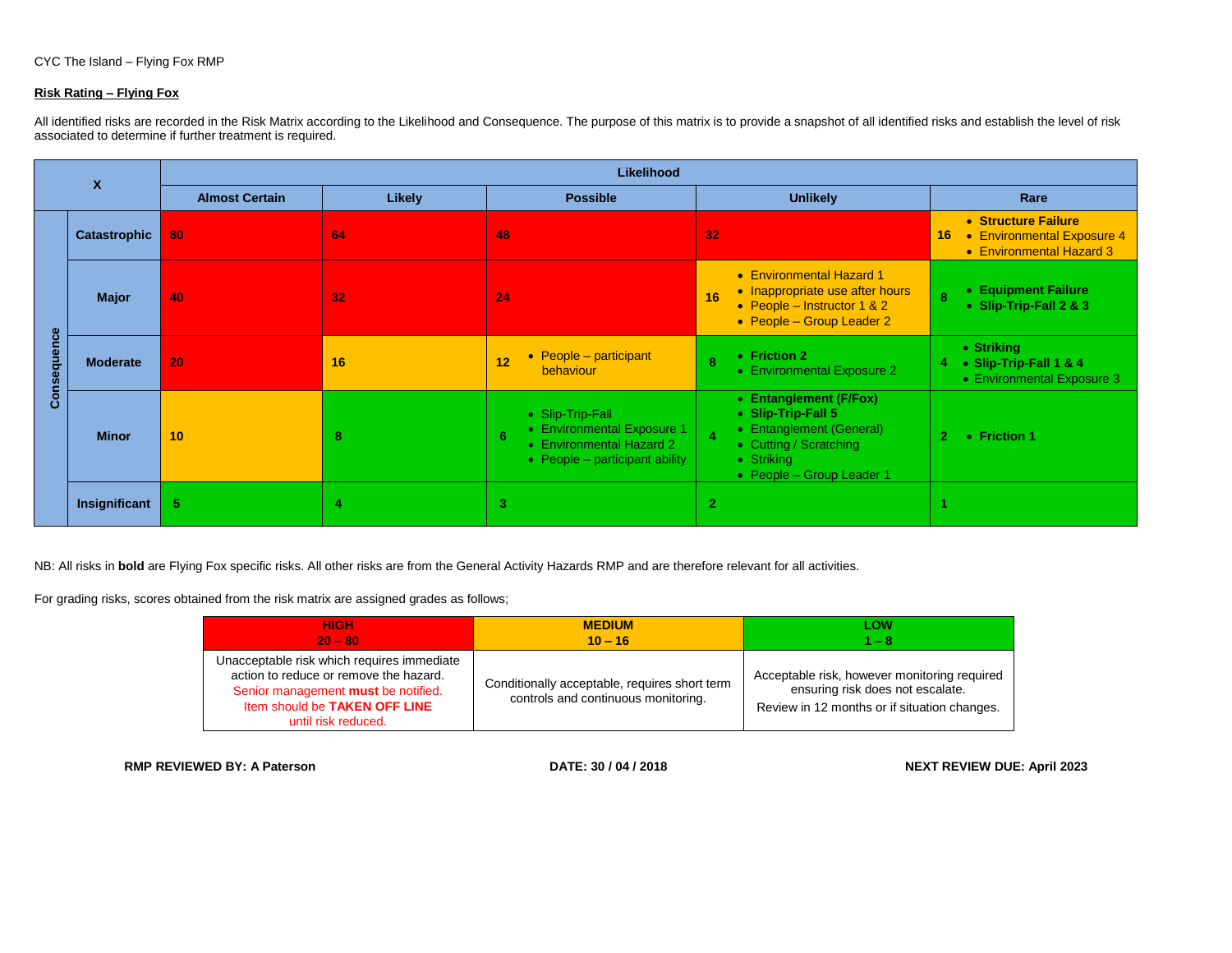CYC The Island – Flying Fox RMP

**Risk Rating – Flying Fox**

All identified risks are recorded in the Risk Matrix according to the Likelihood and Consequence. The purpose of this matrix is to provide a snapshot of all identified risks and establish the level of risk associated to determine if further treatment is required.

| X | | Likelihood | | | | |
|---|---|---|---|---|---|---|
| | | **Almost Certain** | **Likely** | **Possible** | **Unlikely** | **Rare** |
| **Consequence** | **Catastrophic** | 80 | 64 | 48 | 32 | 16 • **Structure Failure** • Environmental Exposure 4 • Environmental Hazard 3 |
| | **Major** | 40 | 32 | 24 | 16 • Environmental Hazard 1 • Inappropriate use after hours • People – Instructor 1 & 2 • People – Group Leader 2 | 8 • **Equipment Failure** • **Slip-Trip-Fall 2 & 3** |
| | **Moderate** | 20 | 16 | 12 • People – participant behaviour | 8 • **Friction 2** • Environmental Exposure 2 | 4 • **Striking** • **Slip-Trip-Fall 1 & 4** • Environmental Exposure 3 |
| | **Minor** | 10 | 8 | 6 • Slip-Trip-Fall • Environmental Exposure 1 • Environmental Hazard 2 • People – participant ability | 4 • **Entanglement (F/Fox)** • **Slip-Trip-Fall 5** • Entanglement (General) • Cutting / Scratching • Striking • People – Group Leader 1 | 2 • **Friction 1** |
| | **Insignificant** | 5 | 4 | 3 | 2 | 1 |

NB: All risks in **bold** are Flying Fox specific risks. All other risks are from the General Activity Hazards RMP and are therefore relevant for all activities.

For grading risks, scores obtained from the risk matrix are assigned grades as follows;

| **HIGH** 20 – 80 | **MEDIUM** 10 – 16 | **LOW** 1 – 8 |
|---|---|---|
| Unacceptable risk which requires immediate action to reduce or remove the hazard. Senior management **must** be notified. Item should be **TAKEN OFF LINE** until risk reduced. | Conditionally acceptable, requires short term controls and continuous monitoring. | Acceptable risk, however monitoring required ensuring risk does not escalate. Review in 12 months or if situation changes. |

**RMP REVIEWED BY: A Paterson** **DATE: 30 / 04 / 2018** **NEXT REVIEW DUE: April 2023**